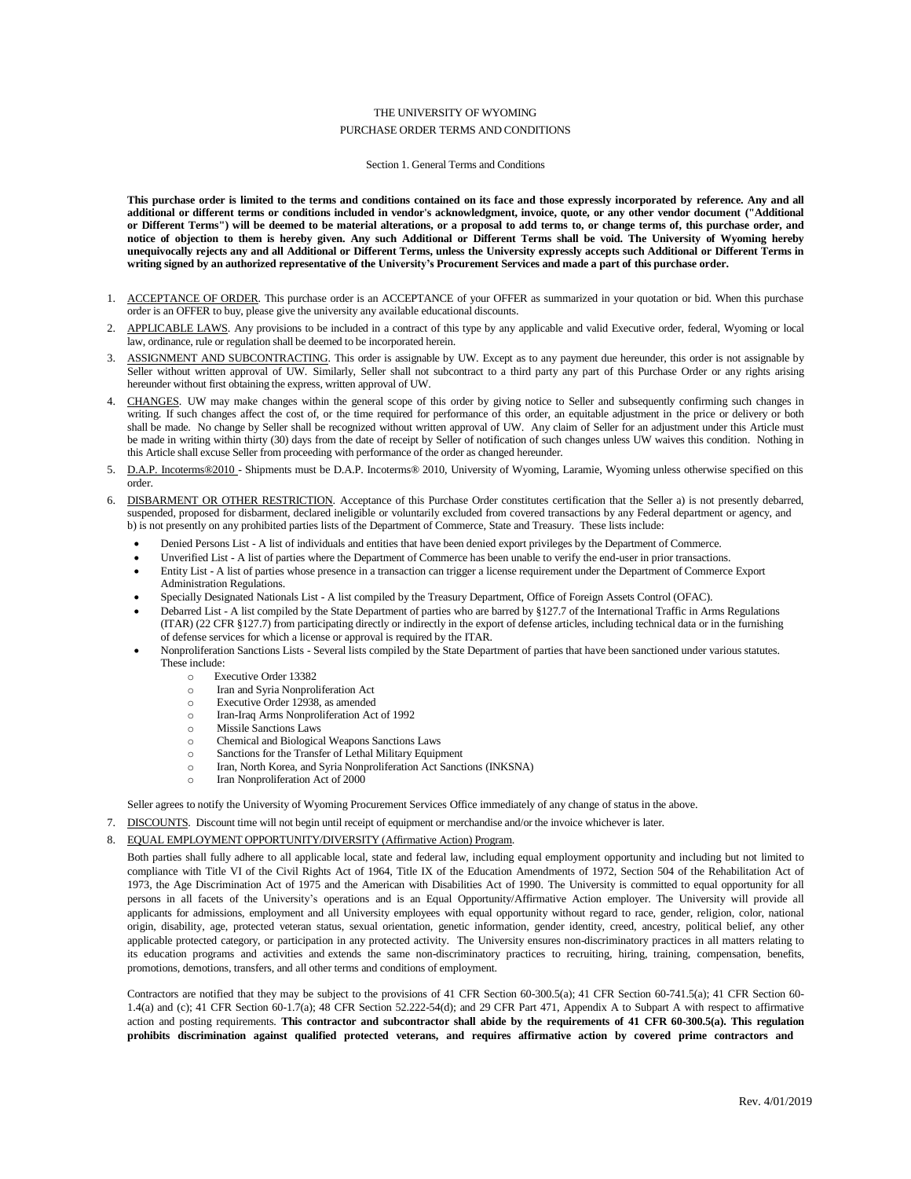THE UNIVERSITY OF WYOMING

PURCHASE ORDER TERMS AND CONDITIONS

Section 1. General Terms and Conditions

**This purchase order is limited to the terms and conditions contained on its face and those expressly incorporated by reference. Any and all additional or different terms or conditions included in vendor's acknowledgment, invoice, quote, or any other vendor document ("Additional or Different Terms") will be deemed to be material alterations, or a proposal to add terms to, or change terms of, this purchase order, and notice of objection to them is hereby given. Any such Additional or Different Terms shall be void. The University of Wyoming hereby unequivocally rejects any and all Additional or Different Terms, unless the University expressly accepts such Additional or Different Terms in writing signed by an authorized representative of the University's Procurement Services and made a part of this purchase order.**

1. ACCEPTANCE OF ORDER. This purchase order is an ACCEPTANCE of your OFFER as summarized in your quotation or bid. When this purchase order is an OFFER to buy, please give the university any available educational discounts.
2. APPLICABLE LAWS. Any provisions to be included in a contract of this type by any applicable and valid Executive order, federal, Wyoming or local law, ordinance, rule or regulation shall be deemed to be incorporated herein.
3. ASSIGNMENT AND SUBCONTRACTING. This order is assignable by UW. Except as to any payment due hereunder, this order is not assignable by Seller without written approval of UW. Similarly, Seller shall not subcontract to a third party any part of this Purchase Order or any rights arising hereunder without first obtaining the express, written approval of UW.
4. CHANGES. UW may make changes within the general scope of this order by giving notice to Seller and subsequently confirming such changes in writing. If such changes affect the cost of, or the time required for performance of this order, an equitable adjustment in the price or delivery or both shall be made. No change by Seller shall be recognized without written approval of UW. Any claim of Seller for an adjustment under this Article must be made in writing within thirty (30) days from the date of receipt by Seller of notification of such changes unless UW waives this condition. Nothing in this Article shall excuse Seller from proceeding with performance of the order as changed hereunder.
5. D.A.P. Incoterms®2010 - Shipments must be D.A.P. Incoterms® 2010, University of Wyoming, Laramie, Wyoming unless otherwise specified on this order.
6. DISBARMENT OR OTHER RESTRICTION. Acceptance of this Purchase Order constitutes certification that the Seller a) is not presently debarred, suspended, proposed for disbarment, declared ineligible or voluntarily excluded from covered transactions by any Federal department or agency, and b) is not presently on any prohibited parties lists of the Department of Commerce, State and Treasury. These lists include:
   - Denied Persons List - A list of individuals and entities that have been denied export privileges by the Department of Commerce.
   - Unverified List - A list of parties where the Department of Commerce has been unable to verify the end-user in prior transactions.
   - Entity List - A list of parties whose presence in a transaction can trigger a license requirement under the Department of Commerce Export Administration Regulations.
   - Specially Designated Nationals List - A list compiled by the Treasury Department, Office of Foreign Assets Control (OFAC).
   - Debarred List - A list compiled by the State Department of parties who are barred by §127.7 of the International Traffic in Arms Regulations (ITAR) (22 CFR §127.7) from participating directly or indirectly in the export of defense articles, including technical data or in the furnishing of defense services for which a license or approval is required by the ITAR.
   - Nonproliferation Sanctions Lists - Several lists compiled by the State Department of parties that have been sanctioned under various statutes. These include:
     - Executive Order 13382
     - Iran and Syria Nonproliferation Act
     - Executive Order 12938, as amended
     - Iran-Iraq Arms Nonproliferation Act of 1992
     - Missile Sanctions Laws
     - Chemical and Biological Weapons Sanctions Laws
     - Sanctions for the Transfer of Lethal Military Equipment
     - Iran, North Korea, and Syria Nonproliferation Act Sanctions (INKSNA)
     - Iran Nonproliferation Act of 2000

   Seller agrees to notify the University of Wyoming Procurement Services Office immediately of any change of status in the above.
7. DISCOUNTS. Discount time will not begin until receipt of equipment or merchandise and/or the invoice whichever is later.
8. EQUAL EMPLOYMENT OPPORTUNITY/DIVERSITY (Affirmative Action) Program.

   Both parties shall fully adhere to all applicable local, state and federal law, including equal employment opportunity and including but not limited to compliance with Title VI of the Civil Rights Act of 1964, Title IX of the Education Amendments of 1972, Section 504 of the Rehabilitation Act of 1973, the Age Discrimination Act of 1975 and the American with Disabilities Act of 1990. The University is committed to equal opportunity for all persons in all facets of the University's operations and is an Equal Opportunity/Affirmative Action employer. The University will provide all applicants for admissions, employment and all University employees with equal opportunity without regard to race, gender, religion, color, national origin, disability, age, protected veteran status, sexual orientation, genetic information, gender identity, creed, ancestry, political belief, any other applicable protected category, or participation in any protected activity. The University ensures non-discriminatory practices in all matters relating to its education programs and activities and extends the same non-discriminatory practices to recruiting, hiring, training, compensation, benefits, promotions, demotions, transfers, and all other terms and conditions of employment.

   Contractors are notified that they may be subject to the provisions of 41 CFR Section 60-300.5(a); 41 CFR Section 60-741.5(a); 41 CFR Section 60-1.4(a) and (c); 41 CFR Section 60-1.7(a); 48 CFR Section 52.222-54(d); and 29 CFR Part 471, Appendix A to Subpart A with respect to affirmative action and posting requirements. **This contractor and subcontractor shall abide by the requirements of 41 CFR 60-300.5(a). This regulation prohibits discrimination against qualified protected veterans, and requires affirmative action by covered prime contractors and**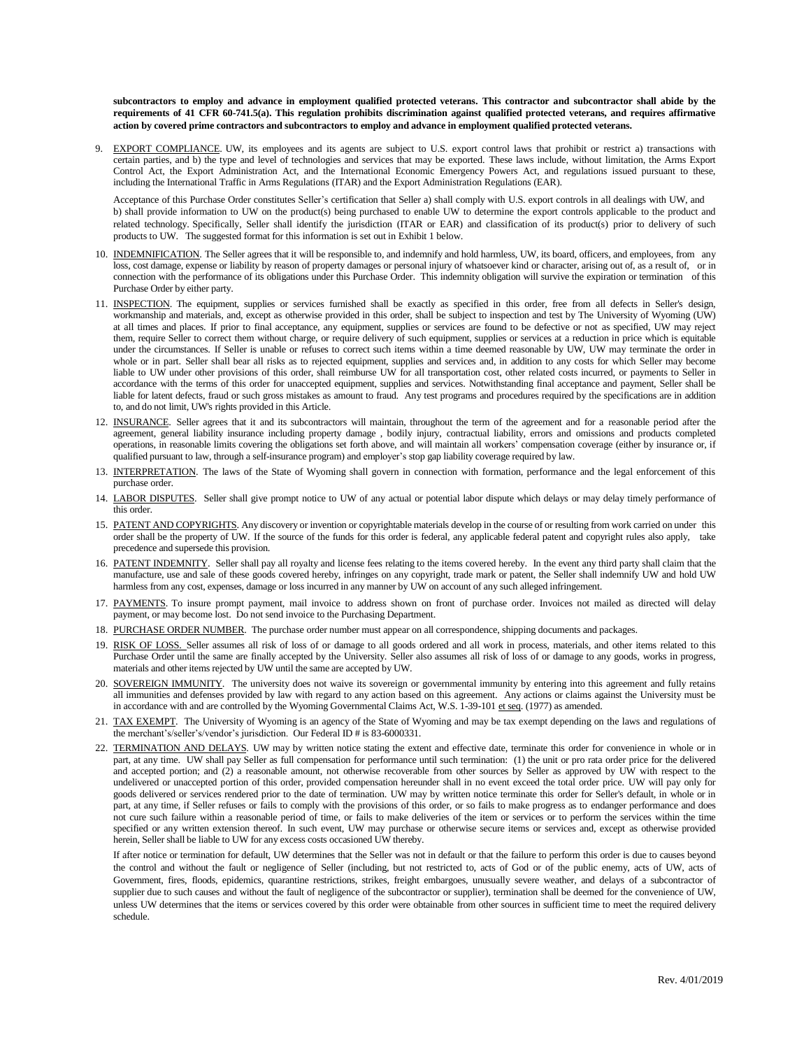**subcontractors to employ and advance in employment qualified protected veterans. This contractor and subcontractor shall abide by the requirements of 41 CFR 60-741.5(a). This regulation prohibits discrimination against qualified protected veterans, and requires affirmative action by covered prime contractors and subcontractors to employ and advance in employment qualified protected veterans.**

9. EXPORT COMPLIANCE. UW, its employees and its agents are subject to U.S. export control laws that prohibit or restrict a) transactions with certain parties, and b) the type and level of technologies and services that may be exported. These laws include, without limitation, the Arms Export Control Act, the Export Administration Act, and the International Economic Emergency Powers Act, and regulations issued pursuant to these, including the International Traffic in Arms Regulations (ITAR) and the Export Administration Regulations (EAR).

   Acceptance of this Purchase Order constitutes Seller's certification that Seller a) shall comply with U.S. export controls in all dealings with UW, and b) shall provide information to UW on the product(s) being purchased to enable UW to determine the export controls applicable to the product and related technology. Specifically, Seller shall identify the jurisdiction (ITAR or EAR) and classification of its product(s) prior to delivery of such products to UW. The suggested format for this information is set out in Exhibit 1 below.

10. INDEMNIFICATION. The Seller agrees that it will be responsible to, and indemnify and hold harmless, UW, its board, officers, and employees, from any loss, cost damage, expense or liability by reason of property damages or personal injury of whatsoever kind or character, arising out of, as a result of, or in connection with the performance of its obligations under this Purchase Order. This indemnity obligation will survive the expiration or termination of this Purchase Order by either party.

11. INSPECTION. The equipment, supplies or services furnished shall be exactly as specified in this order, free from all defects in Seller's design, workmanship and materials, and, except as otherwise provided in this order, shall be subject to inspection and test by The University of Wyoming (UW) at all times and places. If prior to final acceptance, any equipment, supplies or services are found to be defective or not as specified, UW may reject them, require Seller to correct them without charge, or require delivery of such equipment, supplies or services at a reduction in price which is equitable under the circumstances. If Seller is unable or refuses to correct such items within a time deemed reasonable by UW, UW may terminate the order in whole or in part. Seller shall bear all risks as to rejected equipment, supplies and services and, in addition to any costs for which Seller may become liable to UW under other provisions of this order, shall reimburse UW for all transportation cost, other related costs incurred, or payments to Seller in accordance with the terms of this order for unaccepted equipment, supplies and services. Notwithstanding final acceptance and payment, Seller shall be liable for latent defects, fraud or such gross mistakes as amount to fraud. Any test programs and procedures required by the specifications are in addition to, and do not limit, UW's rights provided in this Article.

12. INSURANCE. Seller agrees that it and its subcontractors will maintain, throughout the term of the agreement and for a reasonable period after the agreement, general liability insurance including property damage , bodily injury, contractual liability, errors and omissions and products completed operations, in reasonable limits covering the obligations set forth above, and will maintain all workers' compensation coverage (either by insurance or, if qualified pursuant to law, through a self-insurance program) and employer's stop gap liability coverage required by law.

13. INTERPRETATION. The laws of the State of Wyoming shall govern in connection with formation, performance and the legal enforcement of this purchase order.

14. LABOR DISPUTES. Seller shall give prompt notice to UW of any actual or potential labor dispute which delays or may delay timely performance of this order.

15. PATENT AND COPYRIGHTS. Any discovery or invention or copyrightable materials develop in the course of or resulting from work carried on under this order shall be the property of UW. If the source of the funds for this order is federal, any applicable federal patent and copyright rules also apply, take precedence and supersede this provision.

16. PATENT INDEMNITY. Seller shall pay all royalty and license fees relating to the items covered hereby. In the event any third party shall claim that the manufacture, use and sale of these goods covered hereby, infringes on any copyright, trade mark or patent, the Seller shall indemnify UW and hold UW harmless from any cost, expenses, damage or loss incurred in any manner by UW on account of any such alleged infringement.

17. PAYMENTS. To insure prompt payment, mail invoice to address shown on front of purchase order. Invoices not mailed as directed will delay payment, or may become lost. Do not send invoice to the Purchasing Department.

18. PURCHASE ORDER NUMBER. The purchase order number must appear on all correspondence, shipping documents and packages.

19. RISK OF LOSS. Seller assumes all risk of loss of or damage to all goods ordered and all work in process, materials, and other items related to this Purchase Order until the same are finally accepted by the University. Seller also assumes all risk of loss of or damage to any goods, works in progress, materials and other items rejected by UW until the same are accepted by UW.

20. SOVEREIGN IMMUNITY. The university does not waive its sovereign or governmental immunity by entering into this agreement and fully retains all immunities and defenses provided by law with regard to any action based on this agreement. Any actions or claims against the University must be in accordance with and are controlled by the Wyoming Governmental Claims Act, W.S. 1-39-101 et seq. (1977) as amended.

21. TAX EXEMPT. The University of Wyoming is an agency of the State of Wyoming and may be tax exempt depending on the laws and regulations of the merchant's/seller's/vendor's jurisdiction. Our Federal ID # is 83-6000331.

22. TERMINATION AND DELAYS. UW may by written notice stating the extent and effective date, terminate this order for convenience in whole or in part, at any time. UW shall pay Seller as full compensation for performance until such termination: (1) the unit or pro rata order price for the delivered and accepted portion; and (2) a reasonable amount, not otherwise recoverable from other sources by Seller as approved by UW with respect to the undelivered or unaccepted portion of this order, provided compensation hereunder shall in no event exceed the total order price. UW will pay only for goods delivered or services rendered prior to the date of termination. UW may by written notice terminate this order for Seller's default, in whole or in part, at any time, if Seller refuses or fails to comply with the provisions of this order, or so fails to make progress as to endanger performance and does not cure such failure within a reasonable period of time, or fails to make deliveries of the item or services or to perform the services within the time specified or any written extension thereof. In such event, UW may purchase or otherwise secure items or services and, except as otherwise provided herein, Seller shall be liable to UW for any excess costs occasioned UW thereby.

    If after notice or termination for default, UW determines that the Seller was not in default or that the failure to perform this order is due to causes beyond the control and without the fault or negligence of Seller (including, but not restricted to, acts of God or of the public enemy, acts of UW, acts of Government, fires, floods, epidemics, quarantine restrictions, strikes, freight embargoes, unusually severe weather, and delays of a subcontractor of supplier due to such causes and without the fault of negligence of the subcontractor or supplier), termination shall be deemed for the convenience of UW, unless UW determines that the items or services covered by this order were obtainable from other sources in sufficient time to meet the required delivery schedule.

Rev. 4/01/2019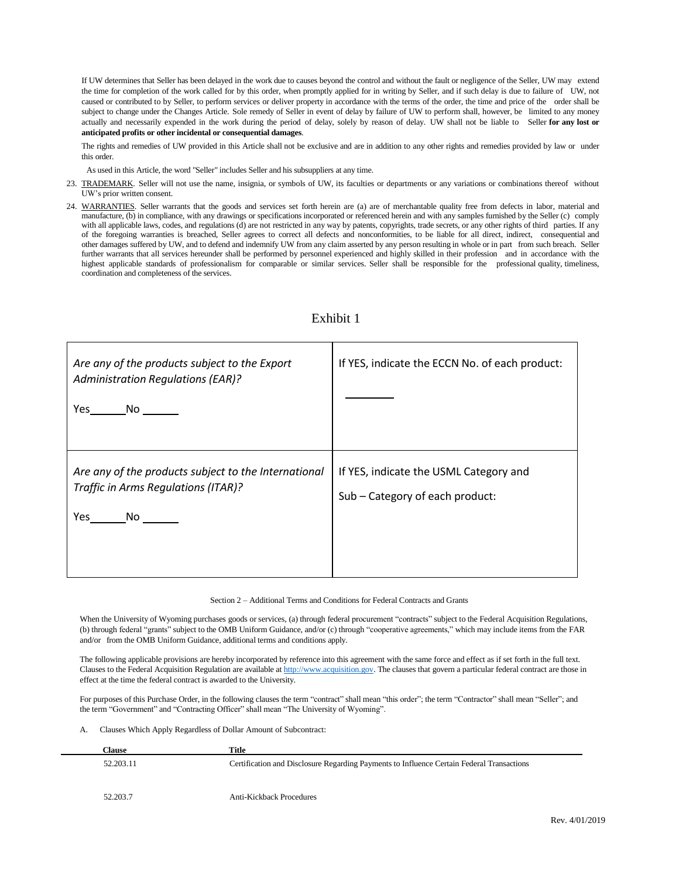If UW determines that Seller has been delayed in the work due to causes beyond the control and without the fault or negligence of the Seller, UW may extend the time for completion of the work called for by this order, when promptly applied for in writing by Seller, and if such delay is due to failure of UW, not caused or contributed to by Seller, to perform services or deliver property in accordance with the terms of the order, the time and price of the order shall be subject to change under the Changes Article. Sole remedy of Seller in event of delay by failure of UW to perform shall, however, be limited to any money actually and necessarily expended in the work during the period of delay, solely by reason of delay. UW shall not be liable to Seller **for any lost or anticipated profits or other incidental or consequential damages**.

The rights and remedies of UW provided in this Article shall not be exclusive and are in addition to any other rights and remedies provided by law or under this order.

As used in this Article, the word "Seller" includes Seller and his subsuppliers at any time.

23. TRADEMARK. Seller will not use the name, insignia, or symbols of UW, its faculties or departments or any variations or combinations thereof without UW's prior written consent.
24. WARRANTIES. Seller warrants that the goods and services set forth herein are (a) are of merchantable quality free from defects in labor, material and manufacture, (b) in compliance, with any drawings or specifications incorporated or referenced herein and with any samples furnished by the Seller (c) comply with all applicable laws, codes, and regulations (d) are not restricted in any way by patents, copyrights, trade secrets, or any other rights of third parties. If any of the foregoing warranties is breached, Seller agrees to correct all defects and nonconformities, to be liable for all direct, indirect, consequential and other damages suffered by UW, and to defend and indemnify UW from any claim asserted by any person resulting in whole or in part from such breach. Seller further warrants that all services hereunder shall be performed by personnel experienced and highly skilled in their profession and in accordance with the highest applicable standards of professionalism for comparable or similar services. Seller shall be responsible for the professional quality, timeliness, coordination and completeness of the services.

## Exhibit 1

| *Are any of the products subject to the Export Administration Regulations (EAR)?*<br><br>Yes______No ______ | If YES, indicate the ECCN No. of each product:<br><br>________ |
|---|---|
| *Are any of the products subject to the International Traffic in Arms Regulations (ITAR)?*<br><br>Yes______No ______ | If YES, indicate the USML Category and Sub – Category of each product: |

Section 2 – Additional Terms and Conditions for Federal Contracts and Grants

When the University of Wyoming purchases goods or services, (a) through federal procurement "contracts" subject to the Federal Acquisition Regulations, (b) through federal "grants" subject to the OMB Uniform Guidance, and/or (c) through "cooperative agreements," which may include items from the FAR and/or from the OMB Uniform Guidance, additional terms and conditions apply.

The following applicable provisions are hereby incorporated by reference into this agreement with the same force and effect as if set forth in the full text. Clauses to the Federal Acquisition Regulation are available at http://www.acquisition.gov. The clauses that govern a particular federal contract are those in effect at the time the federal contract is awarded to the University.

For purposes of this Purchase Order, in the following clauses the term "contract" shall mean "this order"; the term "Contractor" shall mean "Seller"; and the term "Government" and "Contracting Officer" shall mean "The University of Wyoming".

A. Clauses Which Apply Regardless of Dollar Amount of Subcontract:

| Clause | Title |
|---|---|
| 52.203.11 | Certification and Disclosure Regarding Payments to Influence Certain Federal Transactions |
| 52.203.7 | Anti-Kickback Procedures |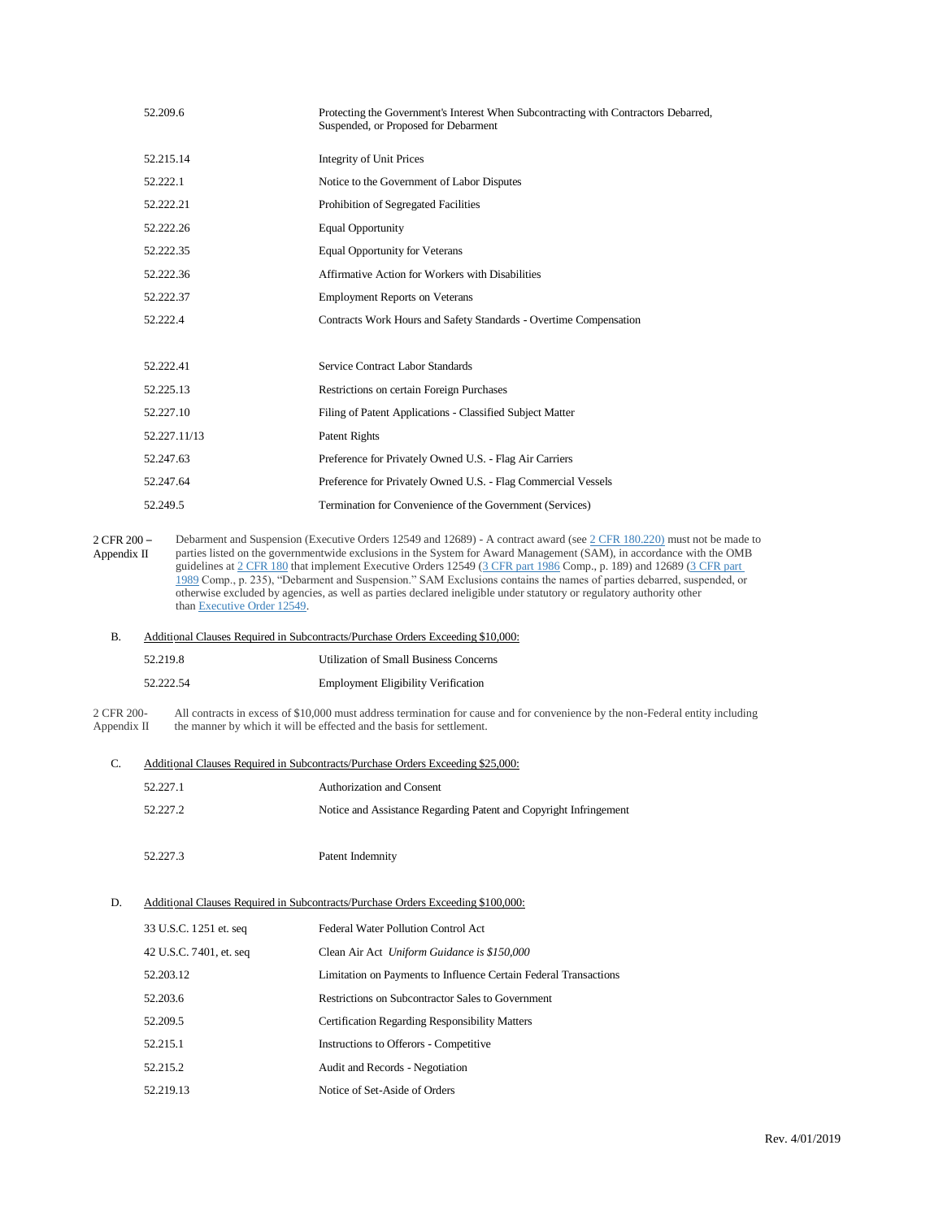| | |
|---|---|
| 52.209.6 | Protecting the Government's Interest When Subcontracting with Contractors Debarred, Suspended, or Proposed for Debarment |
| 52.215.14 | Integrity of Unit Prices |
| 52.222.1 | Notice to the Government of Labor Disputes |
| 52.222.21 | Prohibition of Segregated Facilities |
| 52.222.26 | Equal Opportunity |
| 52.222.35 | Equal Opportunity for Veterans |
| 52.222.36 | Affirmative Action for Workers with Disabilities |
| 52.222.37 | Employment Reports on Veterans |
| 52.222.4 | Contracts Work Hours and Safety Standards - Overtime Compensation |
| 52.222.41 | Service Contract Labor Standards |
| 52.225.13 | Restrictions on certain Foreign Purchases |
| 52.227.10 | Filing of Patent Applications - Classified Subject Matter |
| 52.227.11/13 | Patent Rights |
| 52.247.63 | Preference for Privately Owned U.S. - Flag Air Carriers |
| 52.247.64 | Preference for Privately Owned U.S. - Flag Commercial Vessels |
| 52.249.5 | Termination for Convenience of the Government (Services) |

2 CFR 200 – Appendix II — Debarment and Suspension (Executive Orders 12549 and 12689) - A contract award (see 2 CFR 180.220) must not be made to parties listed on the governmentwide exclusions in the System for Award Management (SAM), in accordance with the OMB guidelines at 2 CFR 180 that implement Executive Orders 12549 (3 CFR part 1986 Comp., p. 189) and 12689 (3 CFR part 1989 Comp., p. 235), "Debarment and Suspension." SAM Exclusions contains the names of parties debarred, suspended, or otherwise excluded by agencies, as well as parties declared ineligible under statutory or regulatory authority other than Executive Order 12549.

B. Additional Clauses Required in Subcontracts/Purchase Orders Exceeding $10,000:

| | |
|---|---|
| 52.219.8 | Utilization of Small Business Concerns |
| 52.222.54 | Employment Eligibility Verification |

2 CFR 200- Appendix II — All contracts in excess of $10,000 must address termination for cause and for convenience by the non-Federal entity including the manner by which it will be effected and the basis for settlement.

C. Additional Clauses Required in Subcontracts/Purchase Orders Exceeding $25,000:

| | |
|---|---|
| 52.227.1 | Authorization and Consent |
| 52.227.2 | Notice and Assistance Regarding Patent and Copyright Infringement |
| 52.227.3 | Patent Indemnity |

D. Additional Clauses Required in Subcontracts/Purchase Orders Exceeding $100,000:

| | |
|---|---|
| 33 U.S.C. 1251 et. seq | Federal Water Pollution Control Act |
| 42 U.S.C. 7401, et. seq | Clean Air Act *Uniform Guidance is $150,000* |
| 52.203.12 | Limitation on Payments to Influence Certain Federal Transactions |
| 52.203.6 | Restrictions on Subcontractor Sales to Government |
| 52.209.5 | Certification Regarding Responsibility Matters |
| 52.215.1 | Instructions to Offerors - Competitive |
| 52.215.2 | Audit and Records - Negotiation |
| 52.219.13 | Notice of Set-Aside of Orders |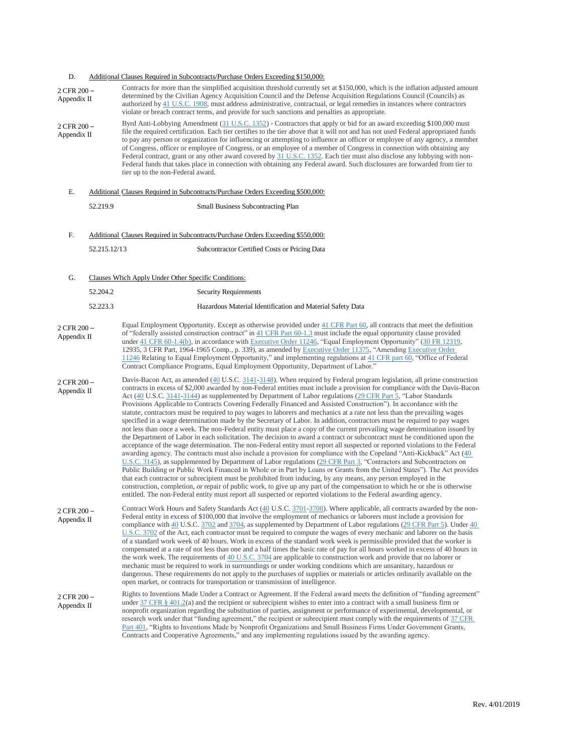D. Additional Clauses Required in Subcontracts/Purchase Orders Exceeding $150,000:

| | |
|---|---|
| 2 CFR 200 – Appendix II | Contracts for more than the simplified acquisition threshold currently set at $150,000, which is the inflation adjusted amount determined by the Civilian Agency Acquisition Council and the Defense Acquisition Regulations Council (Councils) as authorized by 41 U.S.C. 1908, must address administrative, contractual, or legal remedies in instances where contractors violate or breach contract terms, and provide for such sanctions and penalties as appropriate. |
| 2 CFR 200 – Appendix II | Byrd Anti-Lobbying Amendment (31 U.S.C. 1352) - Contractors that apply or bid for an award exceeding $100,000 must file the required certification. Each tier certifies to the tier above that it will not and has not used Federal appropriated funds to pay any person or organization for influencing or attempting to influence an officer or employee of any agency, a member of Congress, officer or employee of Congress, or an employee of a member of Congress in connection with obtaining any Federal contract, grant or any other award covered by 31 U.S.C. 1352. Each tier must also disclose any lobbying with non-Federal funds that takes place in connection with obtaining any Federal award. Such disclosures are forwarded from tier to tier up to the non-Federal award. |

E. Additional Clauses Required in Subcontracts/Purchase Orders Exceeding $500,000:

| | |
|---|---|
| 52.219.9 | Small Business Subcontracting Plan |

F. Additional Clauses Required in Subcontracts/Purchase Orders Exceeding $550,000:

| | |
|---|---|
| 52.215.12/13 | Subcontractor Certified Costs or Pricing Data |

G. Clauses Which Apply Under Other Specific Conditions:

| | |
|---|---|
| 52.204.2 | Security Requirements |
| 52.223.3 | Hazardous Material Identification and Material Safety Data |

| | |
|---|---|
| 2 CFR 200 – Appendix II | Equal Employment Opportunity. Except as otherwise provided under 41 CFR Part 60, all contracts that meet the definition of "federally assisted construction contract" in 41 CFR Part 60-1.3 must include the equal opportunity clause provided under 41 CFR 60-1.4(b), in accordance with Executive Order 11246, "Equal Employment Opportunity" (30 FR 12319, 12935, 3 CFR Part, 1964-1965 Comp., p. 339), as amended by Executive Order 11375, "Amending Executive Order 11246 Relating to Equal Employment Opportunity," and implementing regulations at 41 CFR part 60, "Office of Federal Contract Compliance Programs, Equal Employment Opportunity, Department of Labor." |
| 2 CFR 200 – Appendix II | Davis-Bacon Act, as amended (40 U.S.C. 3141-3148). When required by Federal program legislation, all prime construction contracts in excess of $2,000 awarded by non-Federal entities must include a provision for compliance with the Davis-Bacon Act (40 U.S.C. 3141-3144) as supplemented by Department of Labor regulations (29 CFR Part 5, "Labor Standards Provisions Applicable to Contracts Covering Federally Financed and Assisted Construction"). In accordance with the statute, contractors must be required to pay wages to laborers and mechanics at a rate not less than the prevailing wages specified in a wage determination made by the Secretary of Labor. In addition, contractors must be required to pay wages not less than once a week. The non-Federal entity must place a copy of the current prevailing wage determination issued by the Department of Labor in each solicitation. The decision to award a contract or subcontract must be conditioned upon the acceptance of the wage determination. The non-Federal entity must report all suspected or reported violations to the Federal awarding agency. The contracts must also include a provision for compliance with the Copeland "Anti-Kickback" Act (40 U.S.C. 3145), as supplemented by Department of Labor regulations (29 CFR Part 3, "Contractors and Subcontractors on Public Building or Public Work Financed in Whole or in Part by Loans or Grants from the United States"). The Act provides that each contractor or subrecipient must be prohibited from inducing, by any means, any person employed in the construction, completion, or repair of public work, to give up any part of the compensation to which he or she is otherwise entitled. The non-Federal entity must report all suspected or reported violations to the Federal awarding agency. |
| 2 CFR 200 – Appendix II | Contract Work Hours and Safety Standards Act (40 U.S.C. 3701-3708). Where applicable, all contracts awarded by the non-Federal entity in excess of $100,000 that involve the employment of mechanics or laborers must include a provision for compliance with 40 U.S.C. 3702 and 3704, as supplemented by Department of Labor regulations (29 CFR Part 5). Under 40 U.S.C. 3702 of the Act, each contractor must be required to compute the wages of every mechanic and laborer on the basis of a standard work week of 40 hours. Work in excess of the standard work week is permissible provided that the worker is compensated at a rate of not less than one and a half times the basic rate of pay for all hours worked in excess of 40 hours in the work week. The requirements of 40 U.S.C. 3704 are applicable to construction work and provide that no laborer or mechanic must be required to work in surroundings or under working conditions which are unsanitary, hazardous or dangerous. These requirements do not apply to the purchases of supplies or materials or articles ordinarily available on the open market, or contracts for transportation or transmission of intelligence. |
| 2 CFR 200 – Appendix II | Rights to Inventions Made Under a Contract or Agreement. If the Federal award meets the definition of "funding agreement" under 37 CFR § 401.2(a) and the recipient or subrecipient wishes to enter into a contract with a small business firm or nonprofit organization regarding the substitution of parties, assignment or performance of experimental, developmental, or research work under that "funding agreement," the recipient or subrecipient must comply with the requirements of 37 CFR Part 401, "Rights to Inventions Made by Nonprofit Organizations and Small Business Firms Under Government Grants, Contracts and Cooperative Agreements," and any implementing regulations issued by the awarding agency. |

Rev. 4/01/2019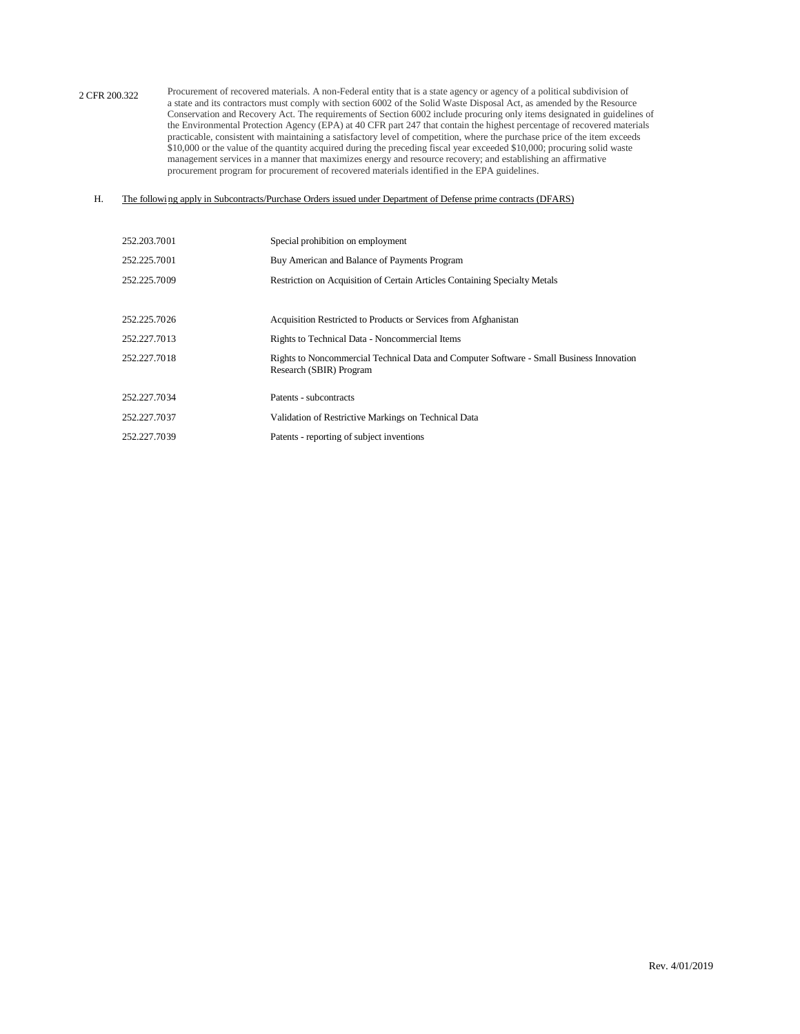2 CFR 200.322 Procurement of recovered materials. A non-Federal entity that is a state agency or agency of a political subdivision of a state and its contractors must comply with section 6002 of the Solid Waste Disposal Act, as amended by the Resource Conservation and Recovery Act. The requirements of Section 6002 include procuring only items designated in guidelines of the Environmental Protection Agency (EPA) at 40 CFR part 247 that contain the highest percentage of recovered materials practicable, consistent with maintaining a satisfactory level of competition, where the purchase price of the item exceeds $10,000 or the value of the quantity acquired during the preceding fiscal year exceeded $10,000; procuring solid waste management services in a manner that maximizes energy and resource recovery; and establishing an affirmative procurement program for procurement of recovered materials identified in the EPA guidelines.

H. The following apply in Subcontracts/Purchase Orders issued under Department of Defense prime contracts (DFARS)

| | |
|---|---|
| 252.203.7001 | Special prohibition on employment |
| 252.225.7001 | Buy American and Balance of Payments Program |
| 252.225.7009 | Restriction on Acquisition of Certain Articles Containing Specialty Metals |
| 252.225.7026 | Acquisition Restricted to Products or Services from Afghanistan |
| 252.227.7013 | Rights to Technical Data - Noncommercial Items |
| 252.227.7018 | Rights to Noncommercial Technical Data and Computer Software - Small Business Innovation Research (SBIR) Program |
| 252.227.7034 | Patents - subcontracts |
| 252.227.7037 | Validation of Restrictive Markings on Technical Data |
| 252.227.7039 | Patents - reporting of subject inventions |

Rev. 4/01/2019